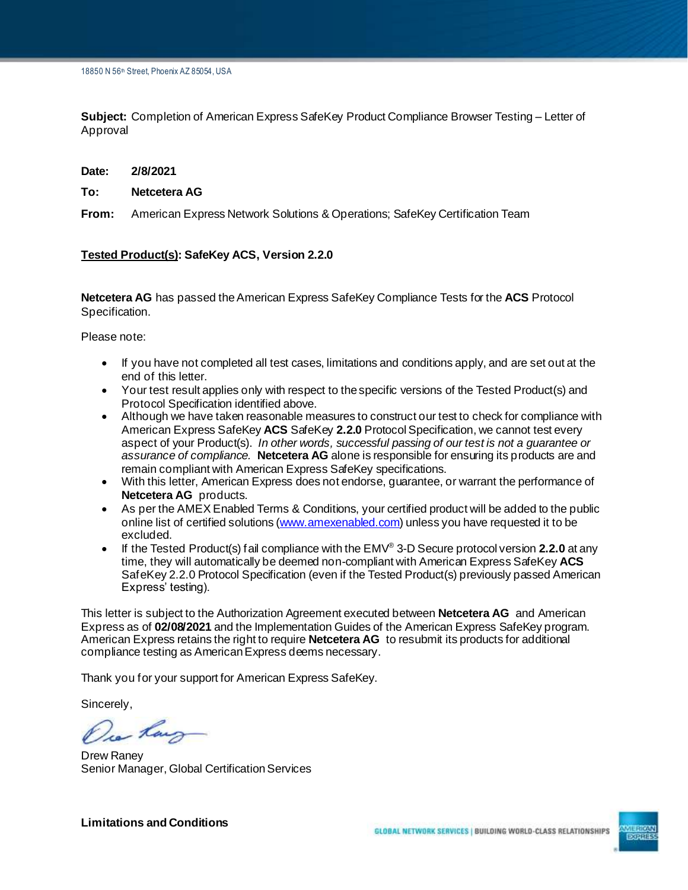18850 N 56th Street, Phoenix AZ 85054, USA

**Subject:** Completion of American Express SafeKey Product Compliance Browser Testing – Letter of Approval

**Date:** **2/8/2021**

**To:** **Netcetera AG**

**From:** American Express Network Solutions & Operations; SafeKey Certification Team

**Tested Product(s): SafeKey ACS, Version 2.2.0**

**Netcetera AG** has passed the American Express SafeKey Compliance Tests for the **ACS** Protocol Specification.

Please note:

- If you have not completed all test cases, limitations and conditions apply, and are set out at the end of this letter.
- Your test result applies only with respect to the specific versions of the Tested Product(s) and Protocol Specification identified above.
- Although we have taken reasonable measures to construct our test to check for compliance with American Express SafeKey **ACS** SafeKey **2.2.0** Protocol Specification, we cannot test every aspect of your Product(s). *In other words, successful passing of our test is not a guarantee or assurance of compliance.* **Netcetera AG** alone is responsible for ensuring its products are and remain compliant with American Express SafeKey specifications.
- With this letter, American Express does not endorse, guarantee, or warrant the performance of **Netcetera AG** products.
- As per the AMEX Enabled Terms & Conditions, your certified product will be added to the public online list of certified solutions (www.amexenabled.com) unless you have requested it to be excluded.
- If the Tested Product(s) fail compliance with the EMV® 3-D Secure protocol version **2.2.0** at any time, they will automatically be deemed non-compliant with American Express SafeKey **ACS** SafeKey 2.2.0 Protocol Specification (even if the Tested Product(s) previously passed American Express' testing).

This letter is subject to the Authorization Agreement executed between **Netcetera AG** and American Express as of **02/08/2021** and the Implementation Guides of the American Express SafeKey program. American Express retains the right to require **Netcetera AG** to resubmit its products for additional compliance testing as American Express deems necessary.

Thank you for your support for American Express SafeKey.

Sincerely,

Drew Raney
Senior Manager, Global Certification Services

**Limitations and Conditions**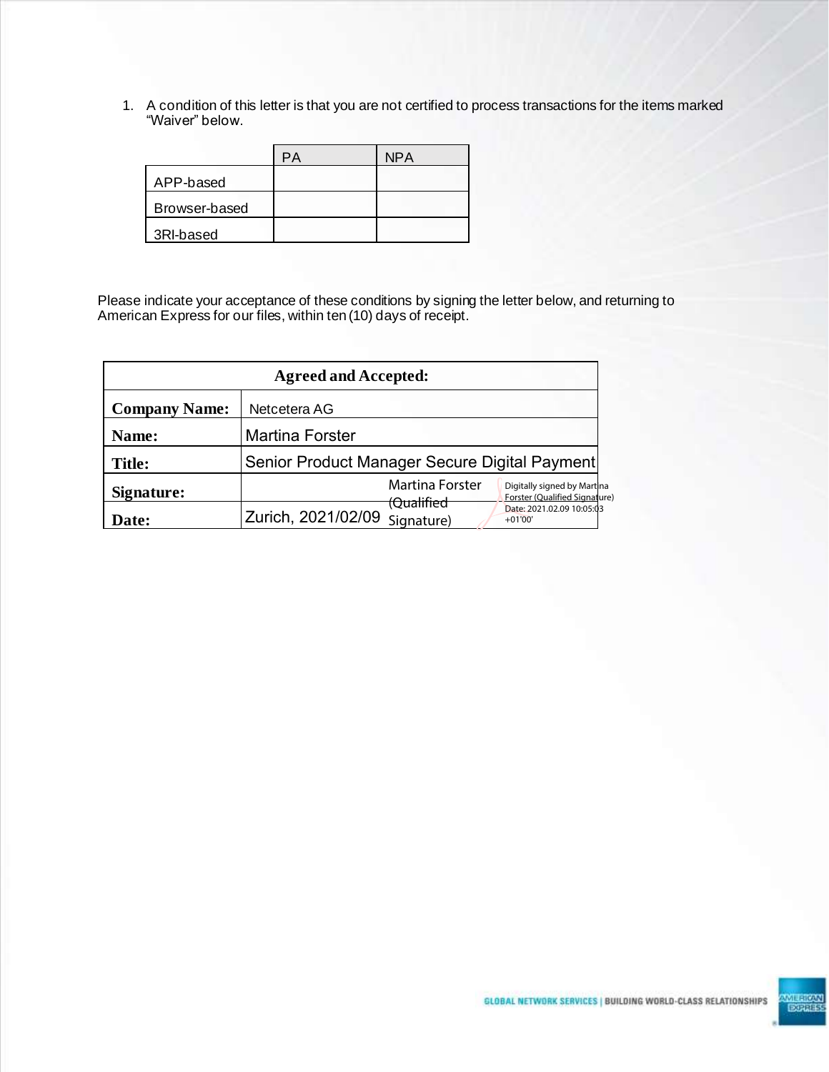1. A condition of this letter is that you are not certified to process transactions for the items marked “Waiver” below.

| | PA | NPA |
|---|---|---|
| APP-based | | |
| Browser-based | | |
| 3RI-based | | |

Please indicate your acceptance of these conditions by signing the letter below, and returning to American Express for our files, within ten (10) days of receipt.

| **Agreed and Accepted:** | |
|---|---|
| **Company Name:** | Netcetera AG |
| **Name:** | Martina Forster |
| **Title:** | Senior Product Manager Secure Digital Payment |
| **Signature:** | Martina Forster (Qualified Signature) Digitally signed by Martina Forster (Qualified Signature) Date: 2021.02.09 10:05:03 +01'00' |
| **Date:** | Zurich, 2021/02/09 |

GLOBAL NETWORK SERVICES | BUILDING WORLD-CLASS RELATIONSHIPS